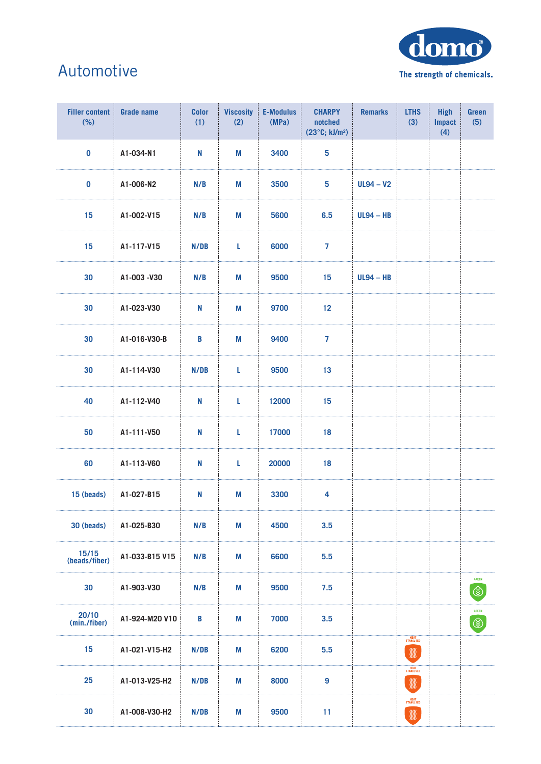# Automotive

domo® The strength of chemicals.

| Filler content (%) | Grade name | Color (1) | Viscosity (2) | E-Modulus (MPa) | CHARPY notched (23°C; kJ/m²) | Remarks | LTHS (3) | High Impact (4) | Green (5) |
|---|---|---|---|---|---|---|---|---|---|
| 0 | A1-034-N1 | N | M | 3400 | 5 | | | | |
| 0 | A1-006-N2 | N/B | M | 3500 | 5 | UL94 – V2 | | | |
| 15 | A1-002-V15 | N/B | M | 5600 | 6.5 | UL94 – HB | | | |
| 15 | A1-117-V15 | N/DB | L | 6000 | 7 | | | | |
| 30 | A1-003 -V30 | N/B | M | 9500 | 15 | UL94 – HB | | | |
| 30 | A1-023-V30 | N | M | 9700 | 12 | | | | |
| 30 | A1-016-V30-B | B | M | 9400 | 7 | | | | |
| 30 | A1-114-V30 | N/DB | L | 9500 | 13 | | | | |
| 40 | A1-112-V40 | N | L | 12000 | 15 | | | | |
| 50 | A1-111-V50 | N | L | 17000 | 18 | | | | |
| 60 | A1-113-V60 | N | L | 20000 | 18 | | | | |
| 15 (beads) | A1-027-B15 | N | M | 3300 | 4 | | | | |
| 30 (beads) | A1-025-B30 | N/B | M | 4500 | 3.5 | | | | |
| 15/15 (beads/fiber) | A1-033-B15 V15 | N/B | M | 6600 | 5.5 | | | | |
| 30 | A1-903-V30 | N/B | M | 9500 | 7.5 | | | | GREEN |
| 20/10 (min./fiber) | A1-924-M20 V10 | B | M | 7000 | 3.5 | | | | GREEN |
| 15 | A1-021-V15-H2 | N/DB | M | 6200 | 5.5 | | HEAT STABILISED | | |
| 25 | A1-013-V25-H2 | N/DB | M | 8000 | 9 | | HEAT STABILISED | | |
| 30 | A1-008-V30-H2 | N/DB | M | 9500 | 11 | | HEAT STABILISED | | |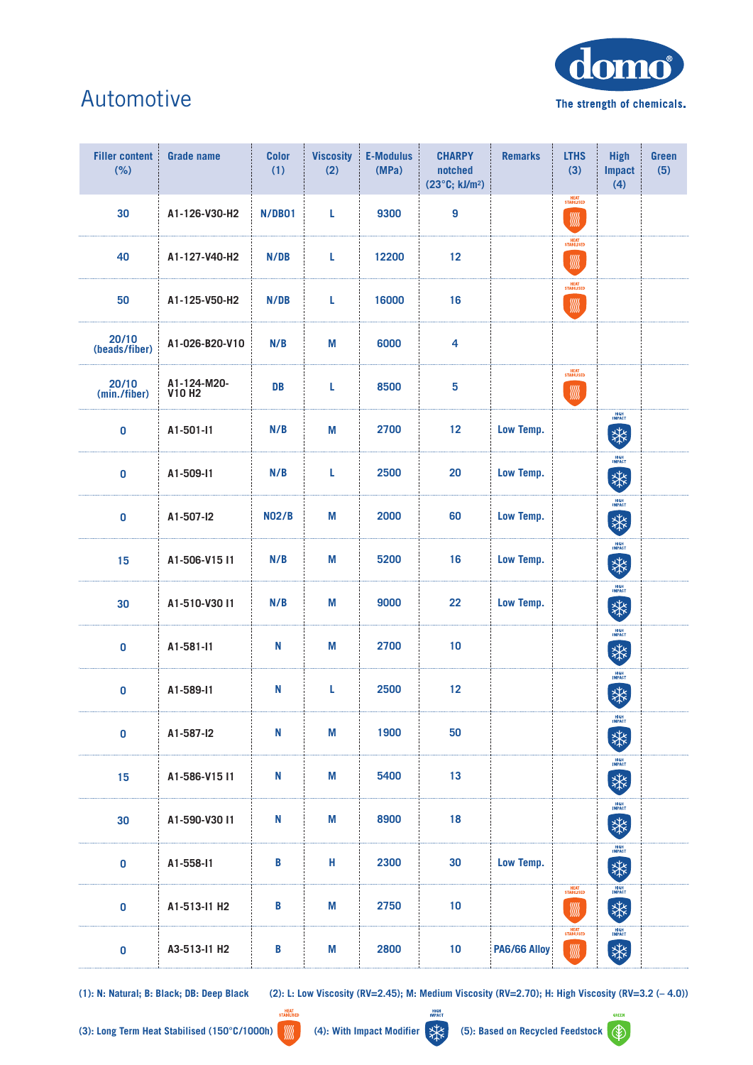# Automotive

domo
The strength of chemicals.

| Filler content (%) | Grade name | Color (1) | Viscosity (2) | E-Modulus (MPa) | CHARPY notched (23°C; kJ/m²) | Remarks | LTHS (3) | High Impact (4) | Green (5) |
|---|---|---|---|---|---|---|---|---|---|
| 30 | A1-126-V30-H2 | N/DB01 | L | 9300 | 9 | | HEAT STABILISED | | |
| 40 | A1-127-V40-H2 | N/DB | L | 12200 | 12 | | HEAT STABILISED | | |
| 50 | A1-125-V50-H2 | N/DB | L | 16000 | 16 | | HEAT STABILISED | | |
| 20/10 (beads/fiber) | A1-026-B20-V10 | N/B | M | 6000 | 4 | | | | |
| 20/10 (min./fiber) | A1-124-M20-V10 H2 | DB | L | 8500 | 5 | | HEAT STABILISED | | |
| 0 | A1-501-I1 | N/B | M | 2700 | 12 | Low Temp. | | HIGH IMPACT | |
| 0 | A1-509-I1 | N/B | L | 2500 | 20 | Low Temp. | | HIGH IMPACT | |
| 0 | A1-507-I2 | N02/B | M | 2000 | 60 | Low Temp. | | HIGH IMPACT | |
| 15 | A1-506-V15 I1 | N/B | M | 5200 | 16 | Low Temp. | | HIGH IMPACT | |
| 30 | A1-510-V30 I1 | N/B | M | 9000 | 22 | Low Temp. | | HIGH IMPACT | |
| 0 | A1-581-I1 | N | M | 2700 | 10 | | | HIGH IMPACT | |
| 0 | A1-589-I1 | N | L | 2500 | 12 | | | HIGH IMPACT | |
| 0 | A1-587-I2 | N | M | 1900 | 50 | | | HIGH IMPACT | |
| 15 | A1-586-V15 I1 | N | M | 5400 | 13 | | | HIGH IMPACT | |
| 30 | A1-590-V30 I1 | N | M | 8900 | 18 | | | HIGH IMPACT | |
| 0 | A1-558-I1 | B | H | 2300 | 30 | Low Temp. | | HIGH IMPACT | |
| 0 | A1-513-I1 H2 | B | M | 2750 | 10 | | HEAT STABILISED | HIGH IMPACT | |
| 0 | A3-513-I1 H2 | B | M | 2800 | 10 | PA6/66 Alloy | HEAT STABILISED | HIGH IMPACT | |

(1): N: Natural; B: Black; DB: Deep Black

(2): L: Low Viscosity (RV=2.45); M: Medium Viscosity (RV=2.70); H: High Viscosity (RV=3.2 (– 4.0))

(3): Long Term Heat Stabilised (150°C/1000h) HEAT STABILISED

(4): With Impact Modifier HIGH IMPACT

(5): Based on Recycled Feedstock GREEN